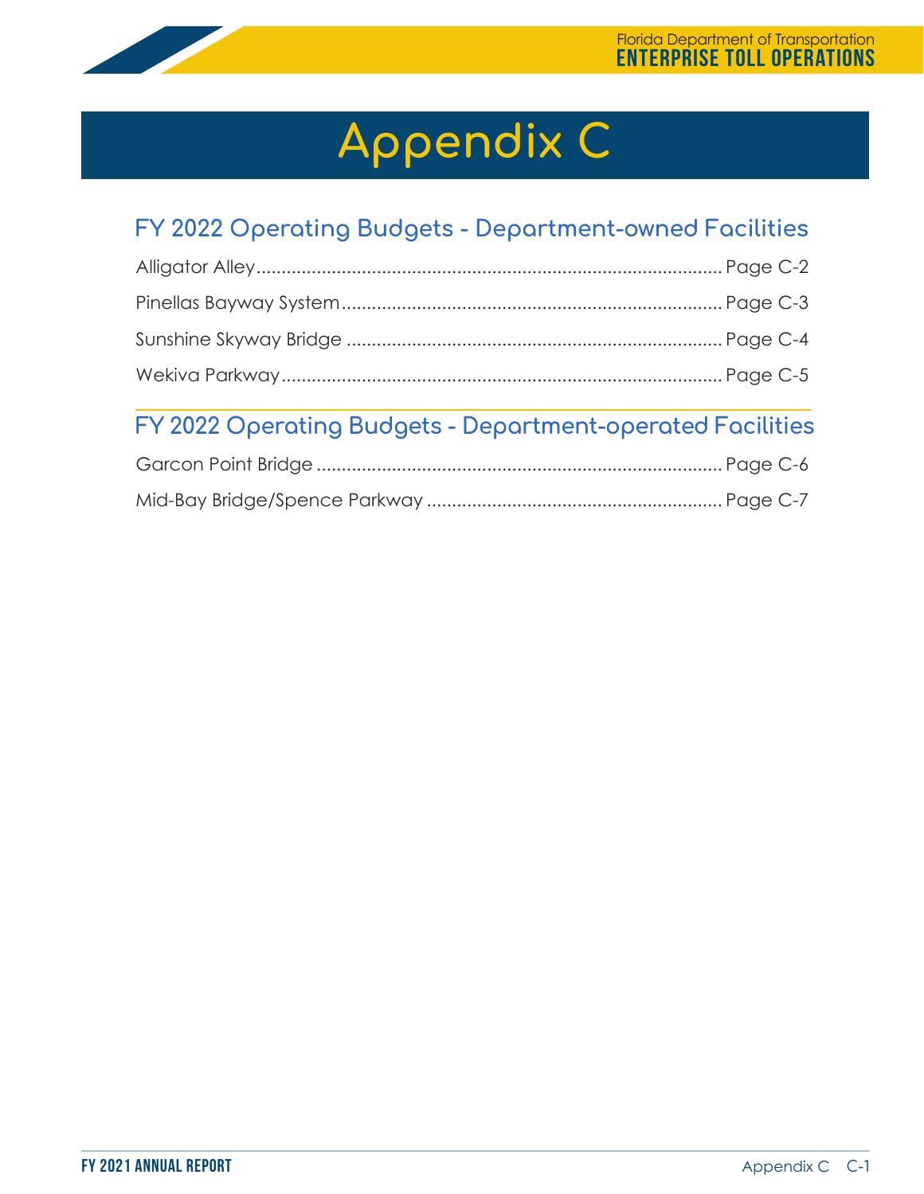# Appendix C

## FY 2022 Operating Budgets - Department-owned Facilities

Alligator Alley........................................................................................ Page C-2

Pinellas Bayway System........................................................................ Page C-3

Sunshine Skyway Bridge ........................................................................ Page C-4

Wekiva Parkway..................................................................................... Page C-5

## FY 2022 Operating Budgets - Department-operated Facilities

Garcon Point Bridge ............................................................................... Page C-6

Mid-Bay Bridge/Spence Parkway ......................................................... Page C-7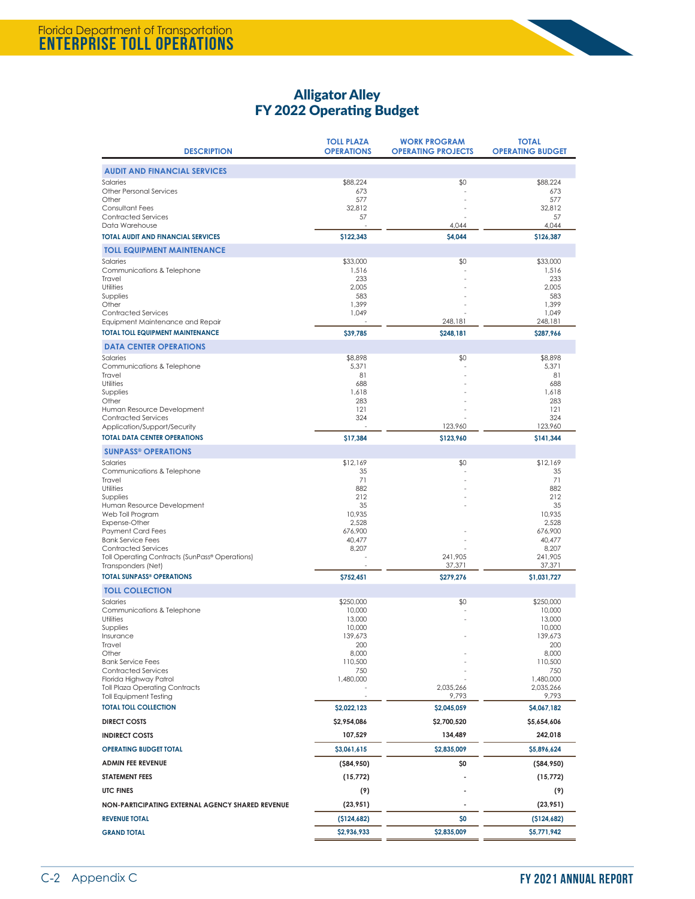# Alligator Alley
## FY 2022 Operating Budget

| DESCRIPTION | TOLL PLAZA OPERATIONS | WORK PROGRAM OPERATING PROJECTS | TOTAL OPERATING BUDGET |
|---|---|---|---|
| **AUDIT AND FINANCIAL SERVICES** | | | |
| Salaries | $88,224 | $0 | $88,224 |
| Other Personal Services | 673 | - | 673 |
| Other | 577 | - | 577 |
| Consultant Fees | 32,812 | - | 32,812 |
| Contracted Services | 57 | - | 57 |
| Data Warehouse | - | 4,044 | 4,044 |
| **TOTAL AUDIT AND FINANCIAL SERVICES** | **$122,343** | **$4,044** | **$126,387** |
| **TOLL EQUIPMENT MAINTENANCE** | | | |
| Salaries | $33,000 | $0 | $33,000 |
| Communications & Telephone | 1,516 | - | 1,516 |
| Travel | 233 | - | 233 |
| Utilities | 2,005 | - | 2,005 |
| Supplies | 583 | - | 583 |
| Other | 1,399 | - | 1,399 |
| Contracted Services | 1,049 | - | 1,049 |
| Equipment Maintenance and Repair | - | 248,181 | 248,181 |
| **TOTAL TOLL EQUIPMENT MAINTENANCE** | **$39,785** | **$248,181** | **$287,966** |
| **DATA CENTER OPERATIONS** | | | |
| Salaries | $8,898 | $0 | $8,898 |
| Communications & Telephone | 5,371 | - | 5,371 |
| Travel | 81 | - | 81 |
| Utilities | 688 | - | 688 |
| Supplies | 1,618 | - | 1,618 |
| Other | 283 | - | 283 |
| Human Resource Development | 121 | - | 121 |
| Contracted Services | 324 | - | 324 |
| Application/Support/Security | - | 123,960 | 123,960 |
| **TOTAL DATA CENTER OPERATIONS** | **$17,384** | **$123,960** | **$141,344** |
| **SUNPASS® OPERATIONS** | | | |
| Salaries | $12,169 | $0 | $12,169 |
| Communications & Telephone | 35 | - | 35 |
| Travel | 71 | - | 71 |
| Utilities | 882 | - | 882 |
| Supplies | 212 | - | 212 |
| Human Resource Development | 35 | - | 35 |
| Web Toll Program | 10,935 | | 10,935 |
| Expense-Other | 2,528 | | 2,528 |
| Payment Card Fees | 676,900 | - | 676,900 |
| Bank Service Fees | 40,477 | - | 40,477 |
| Contracted Services | 8,207 | - | 8,207 |
| Toll Operating Contracts (SunPass® Operations) | - | 241,905 | 241,905 |
| Transponders (Net) | - | 37,371 | 37,371 |
| **TOTAL SUNPASS® OPERATIONS** | **$752,451** | **$279,276** | **$1,031,727** |
| **TOLL COLLECTION** | | | |
| Salaries | $250,000 | $0 | $250,000 |
| Communications & Telephone | 10,000 | - | 10,000 |
| Utilities | 13,000 | - | 13,000 |
| Supplies | 10,000 | | 10,000 |
| Insurance | 139,673 | - | 139,673 |
| Travel | 200 | | 200 |
| Other | 8,000 | - | 8,000 |
| Bank Service Fees | 110,500 | - | 110,500 |
| Contracted Services | 750 | - | 750 |
| Florida Highway Patrol | 1,480,000 | - | 1,480,000 |
| Toll Plaza Operating Contracts | - | 2,035,266 | 2,035,266 |
| Toll Equipment Testing | - | 9,793 | 9,793 |
| **TOTAL TOLL COLLECTION** | **$2,022,123** | **$2,045,059** | **$4,067,182** |
| **DIRECT COSTS** | **$2,954,086** | **$2,700,520** | **$5,654,606** |
| **INDIRECT COSTS** | **107,529** | **134,489** | **242,018** |
| **OPERATING BUDGET TOTAL** | **$3,061,615** | **$2,835,009** | **$5,896,624** |
| **ADMIN FEE REVENUE** | **($84,950)** | **$0** | **($84,950)** |
| **STATEMENT FEES** | **(15,772)** | **-** | **(15,772)** |
| **UTC FINES** | **(9)** | **-** | **(9)** |
| **NON-PARTICIPATING EXTERNAL AGENCY SHARED REVENUE** | **(23,951)** | **-** | **(23,951)** |
| **REVENUE TOTAL** | **($124,682)** | **$0** | **($124,682)** |
| **GRAND TOTAL** | **$2,936,933** | **$2,835,009** | **$5,771,942** |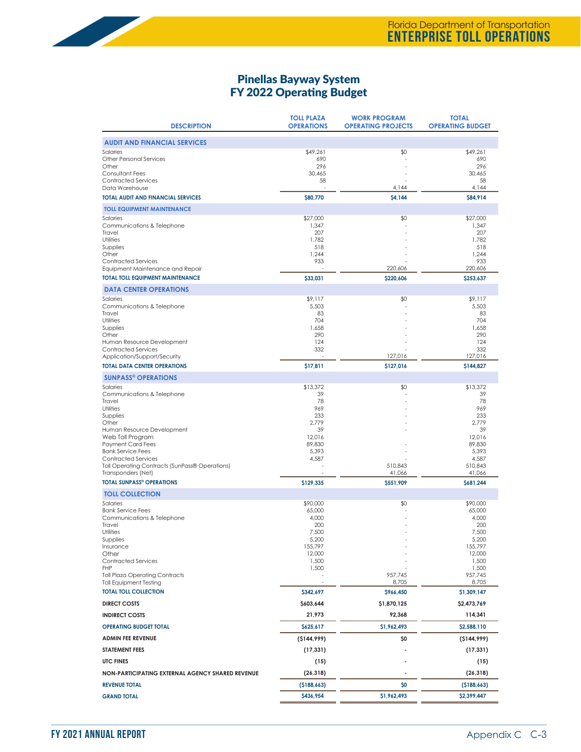# Pinellas Bayway System
# FY 2022 Operating Budget

| DESCRIPTION | TOLL PLAZA OPERATIONS | WORK PROGRAM OPERATING PROJECTS | TOTAL OPERATING BUDGET |
|---|---|---|---|
| **AUDIT AND FINANCIAL SERVICES** | | | |
| Salaries | $49,261 | $0 | $49,261 |
| Other Personal Services | 690 | - | 690 |
| Other | 296 | - | 296 |
| Consultant Fees | 30,465 | - | 30,465 |
| Contracted Services | 58 | - | 58 |
| Data Warehouse | - | 4,144 | 4,144 |
| **TOTAL AUDIT AND FINANCIAL SERVICES** | **$80,770** | **$4,144** | **$84,914** |
| **TOLL EQUIPMENT MAINTENANCE** | | | |
| Salaries | $27,000 | $0 | $27,000 |
| Communications & Telephone | 1,347 | - | 1,347 |
| Travel | 207 | - | 207 |
| Utilities | 1,782 | - | 1,782 |
| Supplies | 518 | - | 518 |
| Other | 1,244 | - | 1,244 |
| Contracted Services | 933 | - | 933 |
| Equipment Maintenance and Repair | - | 220,606 | 220,606 |
| **TOTAL TOLL EQUIPMENT MAINTENANCE** | **$33,031** | **$220,606** | **$253,637** |
| **DATA CENTER OPERATIONS** | | | |
| Salaries | $9,117 | $0 | $9,117 |
| Communications & Telephone | 5,503 | - | 5,503 |
| Travel | 83 | - | 83 |
| Utilities | 704 | - | 704 |
| Supplies | 1,658 | - | 1,658 |
| Other | 290 | - | 290 |
| Human Resource Development | 124 | - | 124 |
| Contracted Services | 332 | - | 332 |
| Application/Support/Security | - | 127,016 | 127,016 |
| **TOTAL DATA CENTER OPERATIONS** | **$17,811** | **$127,016** | **$144,827** |
| **SUNPASS® OPERATIONS** | | | |
| Salaries | $13,372 | $0 | $13,372 |
| Communications & Telephone | 39 | - | 39 |
| Travel | 78 | - | 78 |
| Utilities | 969 | - | 969 |
| Supplies | 233 | - | 233 |
| Other | 2,779 | - | 2,779 |
| Human Resource Development | 39 | - | 39 |
| Web Toll Program | 12,016 | | 12,016 |
| Payment Card Fees | 89,830 | - | 89,830 |
| Bank Service Fees | 5,393 | - | 5,393 |
| Contracted Services | 4,587 | - | 4,587 |
| Toll Operating Contracts (SunPass® Operations) | - | 510,843 | 510,843 |
| Transponders (Net) | - | 41,066 | 41,066 |
| **TOTAL SUNPASS® OPERATIONS** | **$129,335** | **$551,909** | **$681,244** |
| **TOLL COLLECTION** | | | |
| Salaries | $90,000 | $0 | $90,000 |
| Bank Service Fees | 65,000 | - | 65,000 |
| Communications & Telephone | 4,000 | - | 4,000 |
| Travel | 200 | - | 200 |
| Utilities | 7,500 | - | 7,500 |
| Supplies | 5,200 | - | 5,200 |
| Insurance | 155,797 | - | 155,797 |
| Other | 12,000 | - | 12,000 |
| Contracted Services | 1,500 | - | 1,500 |
| FHP | 1,500 | - | 1,500 |
| Toll Plaza Operating Contracts | - | 957,745 | 957,745 |
| Toll Equipment Testing | - | 8,705 | 8,705 |
| **TOTAL TOLL COLLECTION** | **$342,697** | **$966,450** | **$1,309,147** |
| **DIRECT COSTS** | **$603,644** | **$1,870,125** | **$2,473,769** |
| **INDIRECT COSTS** | **21,973** | **92,368** | **114,341** |
| **OPERATING BUDGET TOTAL** | **$625,617** | **$1,962,493** | **$2,588,110** |
| **ADMIN FEE REVENUE** | **($144,999)** | **$0** | **($144,999)** |
| **STATEMENT FEES** | **(17,331)** | **-** | **(17,331)** |
| **UTC FINES** | **(15)** | **-** | **(15)** |
| **NON-PARTICIPATING EXTERNAL AGENCY SHARED REVENUE** | **(26,318)** | **-** | **(26,318)** |
| **REVENUE TOTAL** | **($188,663)** | **$0** | **($188,663)** |
| **GRAND TOTAL** | **$436,954** | **$1,962,493** | **$2,399,447** |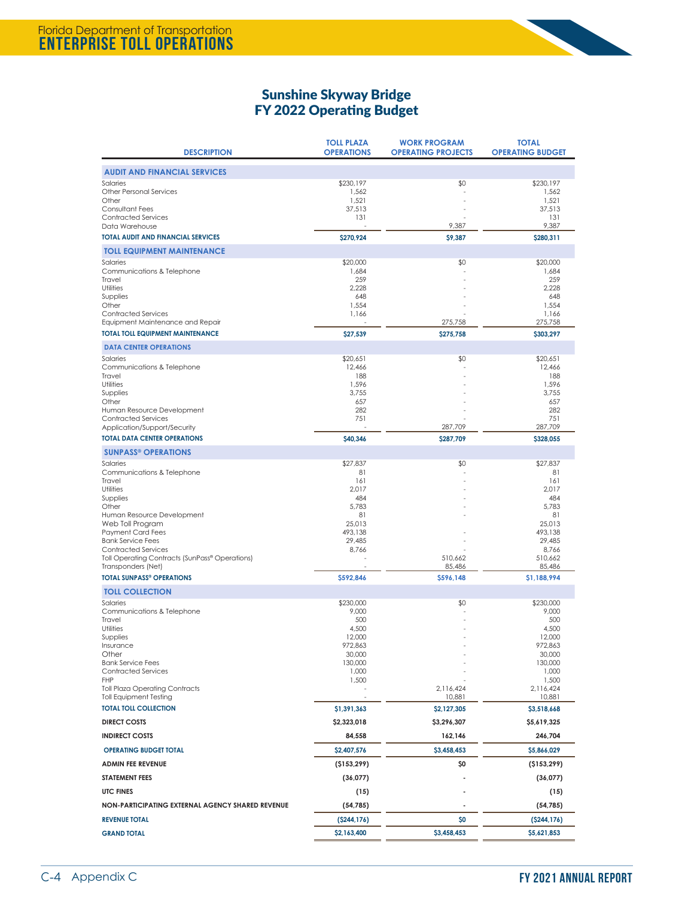# Sunshine Skyway Bridge
## FY 2022 Operating Budget

| DESCRIPTION | TOLL PLAZA OPERATIONS | WORK PROGRAM OPERATING PROJECTS | TOTAL OPERATING BUDGET |
|---|---|---|---|
| **AUDIT AND FINANCIAL SERVICES** | | | |
| Salaries | $230,197 | $0 | $230,197 |
| Other Personal Services | 1,562 | - | 1,562 |
| Other | 1,521 | - | 1,521 |
| Consultant Fees | 37,513 | - | 37,513 |
| Contracted Services | 131 | - | 131 |
| Data Warehouse | - | 9,387 | 9,387 |
| **TOTAL AUDIT AND FINANCIAL SERVICES** | **$270,924** | **$9,387** | **$280,311** |
| **TOLL EQUIPMENT MAINTENANCE** | | | |
| Salaries | $20,000 | $0 | $20,000 |
| Communications & Telephone | 1,684 | - | 1,684 |
| Travel | 259 | - | 259 |
| Utilities | 2,228 | - | 2,228 |
| Supplies | 648 | - | 648 |
| Other | 1,554 | - | 1,554 |
| Contracted Services | 1,166 | - | 1,166 |
| Equipment Maintenance and Repair | - | 275,758 | 275,758 |
| **TOTAL TOLL EQUIPMENT MAINTENANCE** | **$27,539** | **$275,758** | **$303,297** |
| **DATA CENTER OPERATIONS** | | | |
| Salaries | $20,651 | $0 | $20,651 |
| Communications & Telephone | 12,466 | - | 12,466 |
| Travel | 188 | - | 188 |
| Utilities | 1,596 | - | 1,596 |
| Supplies | 3,755 | - | 3,755 |
| Other | 657 | - | 657 |
| Human Resource Development | 282 | - | 282 |
| Contracted Services | 751 | - | 751 |
| Application/Support/Security | - | 287,709 | 287,709 |
| **TOTAL DATA CENTER OPERATIONS** | **$40,346** | **$287,709** | **$328,055** |
| **SUNPASS® OPERATIONS** | | | |
| Salaries | $27,837 | $0 | $27,837 |
| Communications & Telephone | 81 | - | 81 |
| Travel | 161 | - | 161 |
| Utilities | 2,017 | - | 2,017 |
| Supplies | 484 | - | 484 |
| Other | 5,783 | - | 5,783 |
| Human Resource Development | 81 | - | 81 |
| Web Toll Program | 25,013 | | 25,013 |
| Payment Card Fees | 493,138 | - | 493,138 |
| Bank Service Fees | 29,485 | - | 29,485 |
| Contracted Services | 8,766 | - | 8,766 |
| Toll Operating Contracts (SunPass® Operations) | - | 510,662 | 510,662 |
| Transponders (Net) | - | 85,486 | 85,486 |
| **TOTAL SUNPASS® OPERATIONS** | **$592,846** | **$596,148** | **$1,188,994** |
| **TOLL COLLECTION** | | | |
| Salaries | $230,000 | $0 | $230,000 |
| Communications & Telephone | 9,000 | - | 9,000 |
| Travel | 500 | - | 500 |
| Utilities | 4,500 | - | 4,500 |
| Supplies | 12,000 | - | 12,000 |
| Insurance | 972,863 | - | 972,863 |
| Other | 30,000 | - | 30,000 |
| Bank Service Fees | 130,000 | - | 130,000 |
| Contracted Services | 1,000 | - | 1,000 |
| FHP | 1,500 | - | 1,500 |
| Toll Plaza Operating Contracts | - | 2,116,424 | 2,116,424 |
| Toll Equipment Testing | - | 10,881 | 10,881 |
| **TOTAL TOLL COLLECTION** | **$1,391,363** | **$2,127,305** | **$3,518,668** |
| **DIRECT COSTS** | **$2,323,018** | **$3,296,307** | **$5,619,325** |
| **INDIRECT COSTS** | **84,558** | **162,146** | **246,704** |
| **OPERATING BUDGET TOTAL** | **$2,407,576** | **$3,458,453** | **$5,866,029** |
| **ADMIN FEE REVENUE** | **($153,299)** | **$0** | **($153,299)** |
| **STATEMENT FEES** | **(36,077)** | **-** | **(36,077)** |
| **UTC FINES** | **(15)** | **-** | **(15)** |
| **NON-PARTICIPATING EXTERNAL AGENCY SHARED REVENUE** | **(54,785)** | **-** | **(54,785)** |
| **REVENUE TOTAL** | **($244,176)** | **$0** | **($244,176)** |
| **GRAND TOTAL** | **$2,163,400** | **$3,458,453** | **$5,621,853** |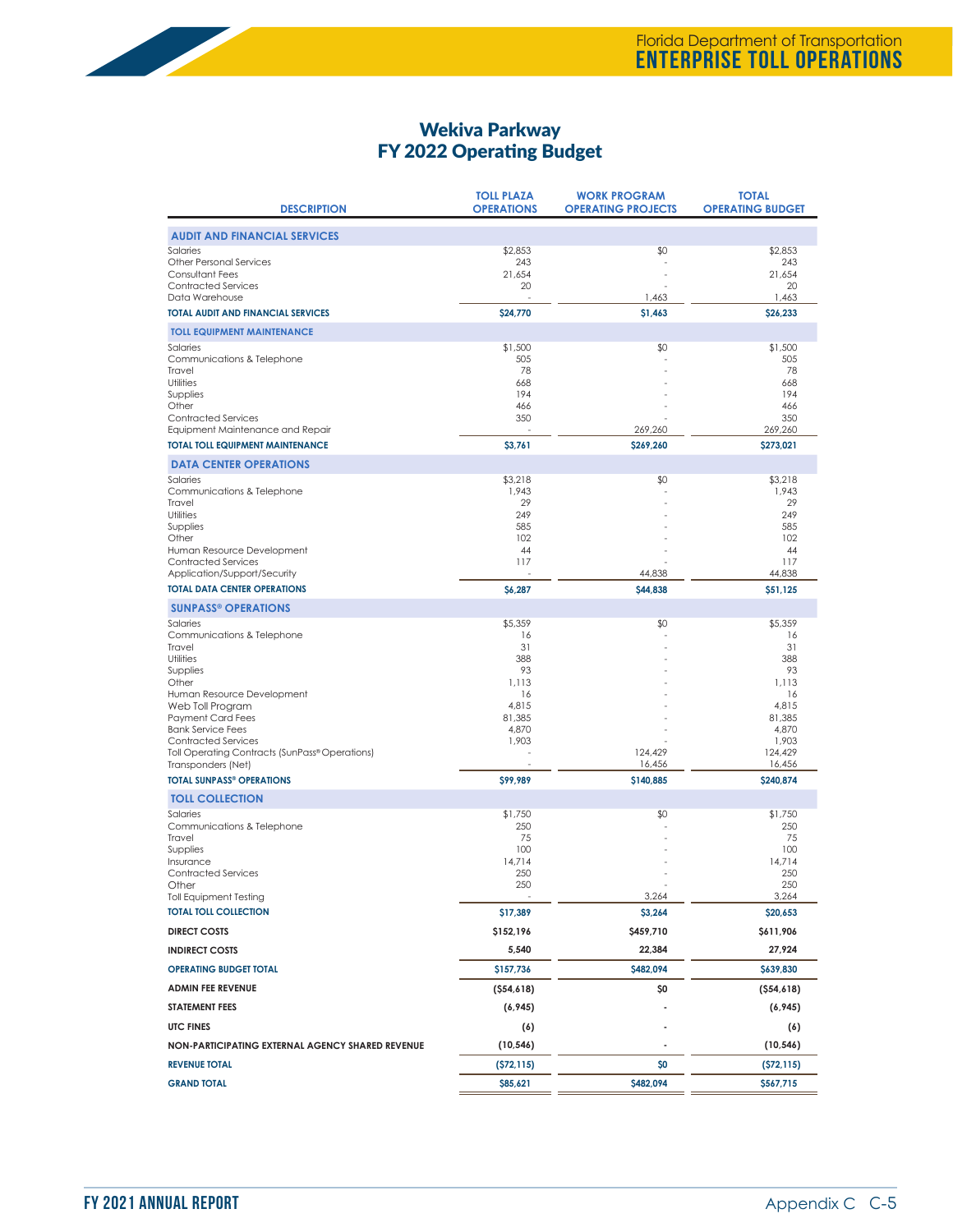## Wekiva Parkway
## FY 2022 Operating Budget

| DESCRIPTION | TOLL PLAZA OPERATIONS | WORK PROGRAM OPERATING PROJECTS | TOTAL OPERATING BUDGET |
|---|---|---|---|
| **AUDIT AND FINANCIAL SERVICES** | | | |
| Salaries | $2,853 | $0 | $2,853 |
| Other Personal Services | 243 | - | 243 |
| Consultant Fees | 21,654 | - | 21,654 |
| Contracted Services | 20 | - | 20 |
| Data Warehouse | - | 1,463 | 1,463 |
| **TOTAL AUDIT AND FINANCIAL SERVICES** | **$24,770** | **$1,463** | **$26,233** |
| **TOLL EQUIPMENT MAINTENANCE** | | | |
| Salaries | $1,500 | $0 | $1,500 |
| Communications & Telephone | 505 | - | 505 |
| Travel | 78 | - | 78 |
| Utilities | 668 | - | 668 |
| Supplies | 194 | - | 194 |
| Other | 466 | - | 466 |
| Contracted Services | 350 | - | 350 |
| Equipment Maintenance and Repair | - | 269,260 | 269,260 |
| **TOTAL TOLL EQUIPMENT MAINTENANCE** | **$3,761** | **$269,260** | **$273,021** |
| **DATA CENTER OPERATIONS** | | | |
| Salaries | $3,218 | $0 | $3,218 |
| Communications & Telephone | 1,943 | - | 1,943 |
| Travel | 29 | - | 29 |
| Utilities | 249 | - | 249 |
| Supplies | 585 | - | 585 |
| Other | 102 | - | 102 |
| Human Resource Development | 44 | - | 44 |
| Contracted Services | 117 | - | 117 |
| Application/Support/Security | - | 44,838 | 44,838 |
| **TOTAL DATA CENTER OPERATIONS** | **$6,287** | **$44,838** | **$51,125** |
| **SUNPASS® OPERATIONS** | | | |
| Salaries | $5,359 | $0 | $5,359 |
| Communications & Telephone | 16 | - | 16 |
| Travel | 31 | - | 31 |
| Utilities | 388 | - | 388 |
| Supplies | 93 | - | 93 |
| Other | 1,113 | - | 1,113 |
| Human Resource Development | 16 | - | 16 |
| Web Toll Program | 4,815 | - | 4,815 |
| Payment Card Fees | 81,385 | - | 81,385 |
| Bank Service Fees | 4,870 | - | 4,870 |
| Contracted Services | 1,903 | - | 1,903 |
| Toll Operating Contracts (SunPass® Operations) | - | 124,429 | 124,429 |
| Transponders (Net) | - | 16,456 | 16,456 |
| **TOTAL SUNPASS® OPERATIONS** | **$99,989** | **$140,885** | **$240,874** |
| **TOLL COLLECTION** | | | |
| Salaries | $1,750 | $0 | $1,750 |
| Communications & Telephone | 250 | - | 250 |
| Travel | 75 | - | 75 |
| Supplies | 100 | - | 100 |
| Insurance | 14,714 | - | 14,714 |
| Contracted Services | 250 | - | 250 |
| Other | 250 | - | 250 |
| Toll Equipment Testing | - | 3,264 | 3,264 |
| **TOTAL TOLL COLLECTION** | **$17,389** | **$3,264** | **$20,653** |
| **DIRECT COSTS** | **$152,196** | **$459,710** | **$611,906** |
| **INDIRECT COSTS** | **5,540** | **22,384** | **27,924** |
| **OPERATING BUDGET TOTAL** | **$157,736** | **$482,094** | **$639,830** |
| **ADMIN FEE REVENUE** | **($54,618)** | **$0** | **($54,618)** |
| **STATEMENT FEES** | **(6,945)** | **-** | **(6,945)** |
| **UTC FINES** | **(6)** | **-** | **(6)** |
| **NON-PARTICIPATING EXTERNAL AGENCY SHARED REVENUE** | **(10,546)** | **-** | **(10,546)** |
| **REVENUE TOTAL** | **($72,115)** | **$0** | **($72,115)** |
| **GRAND TOTAL** | **$85,621** | **$482,094** | **$567,715** |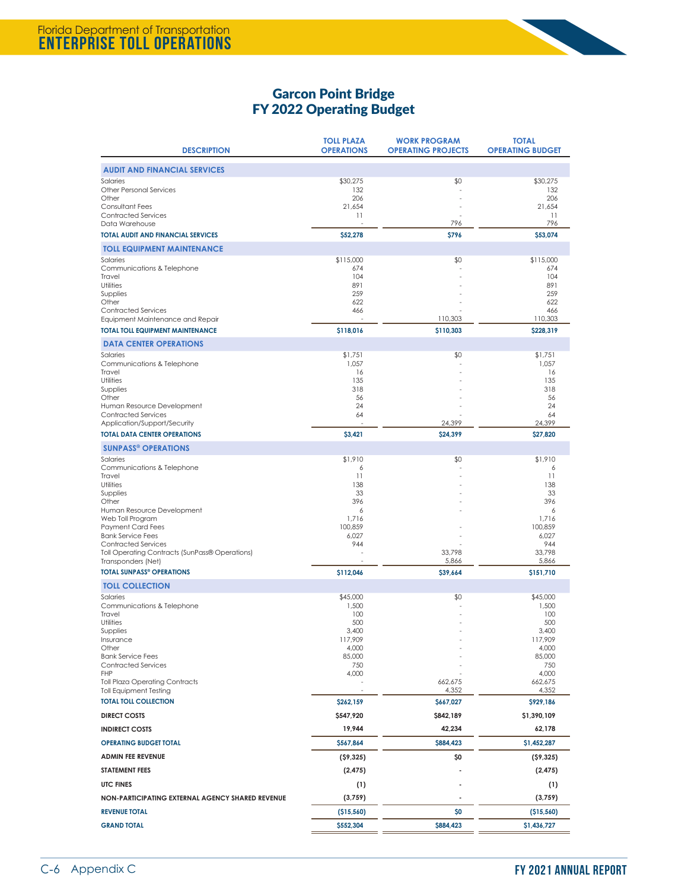# Garcon Point Bridge
## FY 2022 Operating Budget

| DESCRIPTION | TOLL PLAZA OPERATIONS | WORK PROGRAM OPERATING PROJECTS | TOTAL OPERATING BUDGET |
|---|---|---|---|
| **AUDIT AND FINANCIAL SERVICES** | | | |
| Salaries | $30,275 | $0 | $30,275 |
| Other Personal Services | 132 | - | 132 |
| Other | 206 | - | 206 |
| Consultant Fees | 21,654 | - | 21,654 |
| Contracted Services | 11 | - | 11 |
| Data Warehouse | - | 796 | 796 |
| **TOTAL AUDIT AND FINANCIAL SERVICES** | **$52,278** | **$796** | **$53,074** |
| **TOLL EQUIPMENT MAINTENANCE** | | | |
| Salaries | $115,000 | $0 | $115,000 |
| Communications & Telephone | 674 | - | 674 |
| Travel | 104 | - | 104 |
| Utilities | 891 | - | 891 |
| Supplies | 259 | - | 259 |
| Other | 622 | - | 622 |
| Contracted Services | 466 | - | 466 |
| Equipment Maintenance and Repair | - | 110,303 | 110,303 |
| **TOTAL TOLL EQUIPMENT MAINTENANCE** | **$118,016** | **$110,303** | **$228,319** |
| **DATA CENTER OPERATIONS** | | | |
| Salaries | $1,751 | $0 | $1,751 |
| Communications & Telephone | 1,057 | - | 1,057 |
| Travel | 16 | - | 16 |
| Utilities | 135 | - | 135 |
| Supplies | 318 | - | 318 |
| Other | 56 | - | 56 |
| Human Resource Development | 24 | - | 24 |
| Contracted Services | 64 | - | 64 |
| Application/Support/Security | - | 24,399 | 24,399 |
| **TOTAL DATA CENTER OPERATIONS** | **$3,421** | **$24,399** | **$27,820** |
| **SUNPASS® OPERATIONS** | | | |
| Salaries | $1,910 | $0 | $1,910 |
| Communications & Telephone | 6 | - | 6 |
| Travel | 11 | - | 11 |
| Utilities | 138 | - | 138 |
| Supplies | 33 | - | 33 |
| Other | 396 | - | 396 |
| Human Resource Development | 6 | - | 6 |
| Web Toll Program | 1,716 | | 1,716 |
| Payment Card Fees | 100,859 | - | 100,859 |
| Bank Service Fees | 6,027 | - | 6,027 |
| Contracted Services | 944 | - | 944 |
| Toll Operating Contracts (SunPass® Operations) | - | 33,798 | 33,798 |
| Transponders (Net) | - | 5,866 | 5,866 |
| **TOTAL SUNPASS® OPERATIONS** | **$112,046** | **$39,664** | **$151,710** |
| **TOLL COLLECTION** | | | |
| Salaries | $45,000 | $0 | $45,000 |
| Communications & Telephone | 1,500 | - | 1,500 |
| Travel | 100 | - | 100 |
| Utilities | 500 | - | 500 |
| Supplies | 3,400 | - | 3,400 |
| Insurance | 117,909 | - | 117,909 |
| Other | 4,000 | - | 4,000 |
| Bank Service Fees | 85,000 | - | 85,000 |
| Contracted Services | 750 | - | 750 |
| FHP | 4,000 | - | 4,000 |
| Toll Plaza Operating Contracts | - | 662,675 | 662,675 |
| Toll Equipment Testing | - | 4,352 | 4,352 |
| **TOTAL TOLL COLLECTION** | **$262,159** | **$667,027** | **$929,186** |
| **DIRECT COSTS** | **$547,920** | **$842,189** | **$1,390,109** |
| **INDIRECT COSTS** | **19,944** | **42,234** | **62,178** |
| **OPERATING BUDGET TOTAL** | **$567,864** | **$884,423** | **$1,452,287** |
| **ADMIN FEE REVENUE** | **($9,325)** | **$0** | **($9,325)** |
| **STATEMENT FEES** | **(2,475)** | **-** | **(2,475)** |
| **UTC FINES** | **(1)** | **-** | **(1)** |
| **NON-PARTICIPATING EXTERNAL AGENCY SHARED REVENUE** | **(3,759)** | **-** | **(3,759)** |
| **REVENUE TOTAL** | **($15,560)** | **$0** | **($15,560)** |
| **GRAND TOTAL** | **$552,304** | **$884,423** | **$1,436,727** |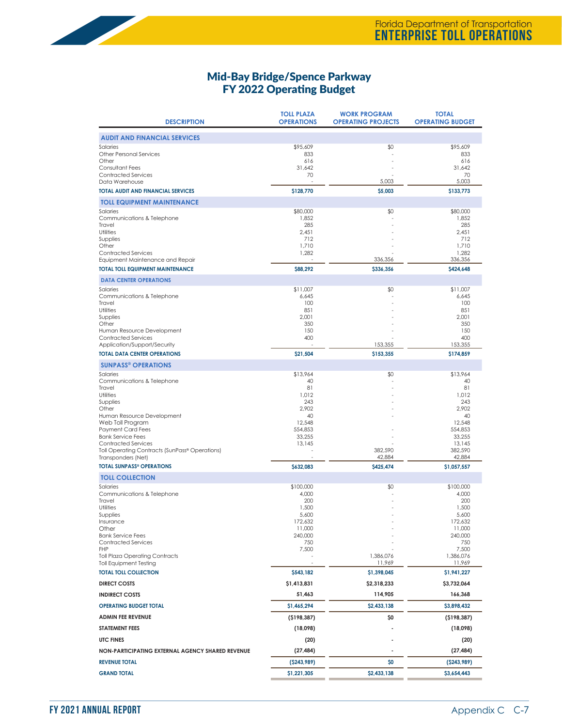# Mid-Bay Bridge/Spence Parkway
## FY 2022 Operating Budget

| DESCRIPTION | TOLL PLAZA OPERATIONS | WORK PROGRAM OPERATING PROJECTS | TOTAL OPERATING BUDGET |
|---|---|---|---|
| **AUDIT AND FINANCIAL SERVICES** | | | |
| Salaries | $95,609 | $0 | $95,609 |
| Other Personal Services | 833 | - | 833 |
| Other | 616 | - | 616 |
| Consultant Fees | 31,642 | - | 31,642 |
| Contracted Services | 70 | - | 70 |
| Data Warehouse | - | 5,003 | 5,003 |
| **TOTAL AUDIT AND FINANCIAL SERVICES** | **$128,770** | **$5,003** | **$133,773** |
| **TOLL EQUIPMENT MAINTENANCE** | | | |
| Salaries | $80,000 | $0 | $80,000 |
| Communications & Telephone | 1,852 | - | 1,852 |
| Travel | 285 | - | 285 |
| Utilities | 2,451 | - | 2,451 |
| Supplies | 712 | - | 712 |
| Other | 1,710 | - | 1,710 |
| Contracted Services | 1,282 | - | 1,282 |
| Equipment Maintenance and Repair | - | 336,356 | 336,356 |
| **TOTAL TOLL EQUIPMENT MAINTENANCE** | **$88,292** | **$336,356** | **$424,648** |
| **DATA CENTER OPERATIONS** | | | |
| Salaries | $11,007 | $0 | $11,007 |
| Communications & Telephone | 6,645 | - | 6,645 |
| Travel | 100 | - | 100 |
| Utilities | 851 | - | 851 |
| Supplies | 2,001 | - | 2,001 |
| Other | 350 | - | 350 |
| Human Resource Development | 150 | - | 150 |
| Contracted Services | 400 | - | 400 |
| Application/Support/Security | - | 153,355 | 153,355 |
| **TOTAL DATA CENTER OPERATIONS** | **$21,504** | **$153,355** | **$174,859** |
| **SUNPASS® OPERATIONS** | | | |
| Salaries | $13,964 | $0 | $13,964 |
| Communications & Telephone | 40 | - | 40 |
| Travel | 81 | - | 81 |
| Utilities | 1,012 | - | 1,012 |
| Supplies | 243 | - | 243 |
| Other | 2,902 | - | 2,902 |
| Human Resource Development | 40 | - | 40 |
| Web Toll Program | 12,548 | | 12,548 |
| Payment Card Fees | 554,853 | - | 554,853 |
| Bank Service Fees | 33,255 | - | 33,255 |
| Contracted Services | 13,145 | - | 13,145 |
| Toll Operating Contracts (SunPass® Operations) | - | 382,590 | 382,590 |
| Transponders (Net) | - | 42,884 | 42,884 |
| **TOTAL SUNPASS® OPERATIONS** | **$632,083** | **$425,474** | **$1,057,557** |
| **TOLL COLLECTION** | | | |
| Salaries | $100,000 | $0 | $100,000 |
| Communications & Telephone | 4,000 | - | 4,000 |
| Travel | 200 | - | 200 |
| Utilities | 1,500 | - | 1,500 |
| Supplies | 5,600 | - | 5,600 |
| Insurance | 172,632 | - | 172,632 |
| Other | 11,000 | - | 11,000 |
| Bank Service Fees | 240,000 | - | 240,000 |
| Contracted Services | 750 | - | 750 |
| FHP | 7,500 | - | 7,500 |
| Toll Plaza Operating Contracts | - | 1,386,076 | 1,386,076 |
| Toll Equipment Testing | - | 11,969 | 11,969 |
| **TOTAL TOLL COLLECTION** | **$543,182** | **$1,398,045** | **$1,941,227** |
| **DIRECT COSTS** | **$1,413,831** | **$2,318,233** | **$3,732,064** |
| **INDIRECT COSTS** | **51,463** | **114,905** | **166,368** |
| **OPERATING BUDGET TOTAL** | **$1,465,294** | **$2,433,138** | **$3,898,432** |
| **ADMIN FEE REVENUE** | **($198,387)** | **$0** | **($198,387)** |
| **STATEMENT FEES** | **(18,098)** | **-** | **(18,098)** |
| **UTC FINES** | **(20)** | **-** | **(20)** |
| **NON-PARTICIPATING EXTERNAL AGENCY SHARED REVENUE** | **(27,484)** | **-** | **(27,484)** |
| **REVENUE TOTAL** | **($243,989)** | **$0** | **($243,989)** |
| **GRAND TOTAL** | **$1,221,305** | **$2,433,138** | **$3,654,443** |